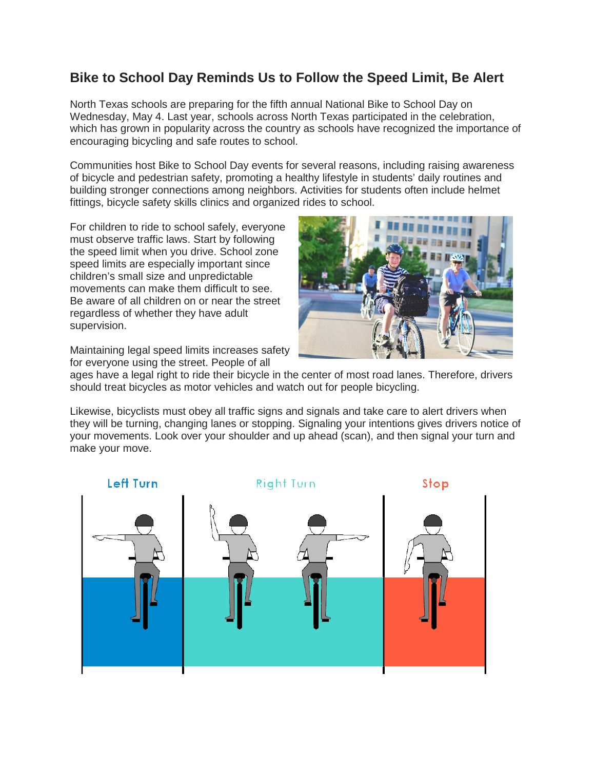## Bike to School Day Reminds Us to Follow the Speed Limit, Be Alert

North Texas schools are preparing for the fifth annual National Bike to School Day on Wednesday, May 4. Last year, schools across North Texas participated in the celebration, which has grown in popularity across the country as schools have recognized the importance of encouraging bicycling and safe routes to school.

Communities host Bike to School Day events for several reasons, including raising awareness of bicycle and pedestrian safety, promoting a healthy lifestyle in students' daily routines and building stronger connections among neighbors. Activities for students often include helmet fittings, bicycle safety skills clinics and organized rides to school.

For children to ride to school safely, everyone must observe traffic laws. Start by following the speed limit when you drive. School zone speed limits are especially important since children's small size and unpredictable movements can make them difficult to see. Be aware of all children on or near the street regardless of whether they have adult supervision.

Maintaining legal speed limits increases safety for everyone using the street. People of all ages have a legal right to ride their bicycle in the center of most road lanes. Therefore, drivers should treat bicycles as motor vehicles and watch out for people bicycling.

Likewise, bicyclists must obey all traffic signs and signals and take care to alert drivers when they will be turning, changing lanes or stopping. Signaling your intentions gives drivers notice of your movements. Look over your shoulder and up ahead (scan), and then signal your turn and make your move.

Left Turn | Right Turn | Stop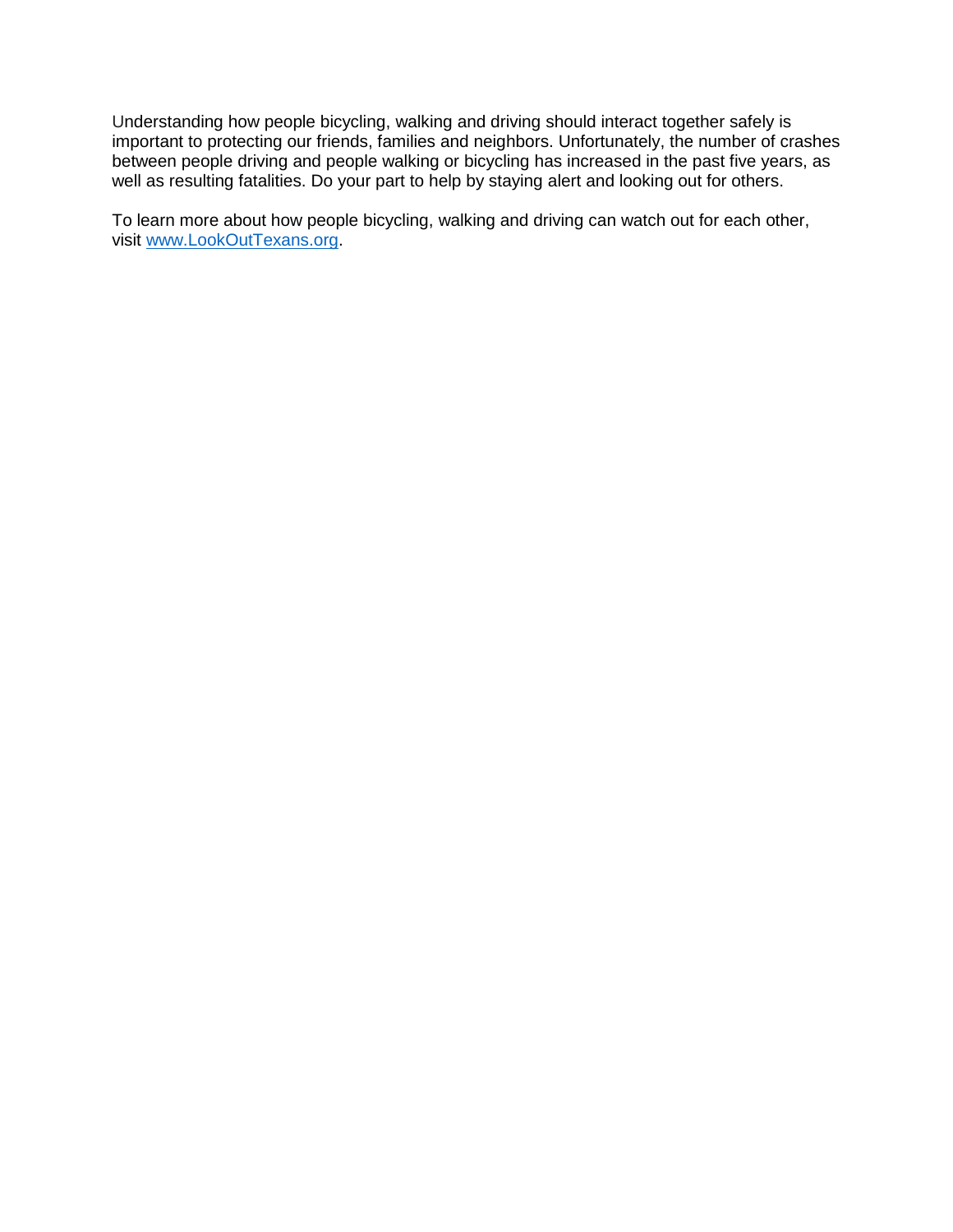Understanding how people bicycling, walking and driving should interact together safely is important to protecting our friends, families and neighbors. Unfortunately, the number of crashes between people driving and people walking or bicycling has increased in the past five years, as well as resulting fatalities. Do your part to help by staying alert and looking out for others.

To learn more about how people bicycling, walking and driving can watch out for each other, visit [www.LookOutTexans.org](http://www.LookOutTexans.org).